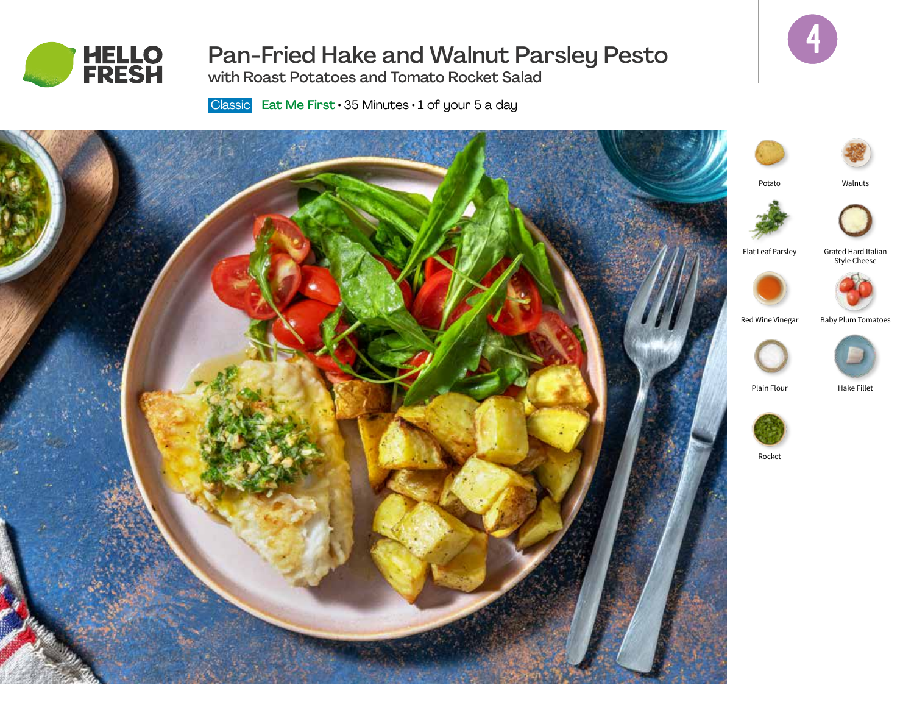# Pan-Fried Hake and Walnut Parsley Pesto

## with Roast Potatoes and Tomato Rocket Salad

4

Classic **Eat Me First** • 35 Minutes • 1 of your 5 a day

- Potato
- Walnuts
- Flat Leaf Parsley
- Grated Hard Italian Style Cheese
- Red Wine Vinegar
- Baby Plum Tomatoes
- Plain Flour
- Hake Fillet
- Rocket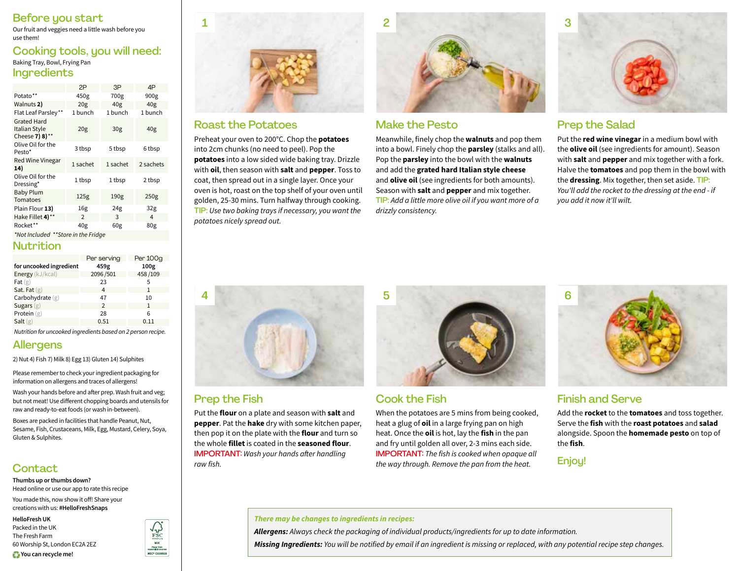## Before you start

Our fruit and veggies need a little wash before you use them!

## Cooking tools, you will need:

Baking Tray, Bowl, Frying Pan

## Ingredients

| | 2P | 3P | 4P |
|---|---|---|---|
| Potato** | 450g | 700g | 900g |
| Walnuts **2)** | 20g | 40g | 40g |
| Flat Leaf Parsley** | 1 bunch | 1 bunch | 1 bunch |
| Grated Hard Italian Style Cheese **7) 8)**** | 20g | 30g | 40g |
| Olive Oil for the Pesto* | 3 tbsp | 5 tbsp | 6 tbsp |
| Red Wine Vinegar **14)** | 1 sachet | 1 sachet | 2 sachets |
| Olive Oil for the Dressing* | 1 tbsp | 1 tbsp | 2 tbsp |
| Baby Plum Tomatoes | 125g | 190g | 250g |
| Plain Flour **13)** | 16g | 24g | 32g |
| Hake Fillet **4)**** | 2 | 3 | 4 |
| Rocket** | 40g | 60g | 80g |

*\*Not Included \*\*Store in the Fridge*

## Nutrition

| | Per serving | Per 100g |
|---|---|---|
| **for uncooked ingredient** | **459g** | **100g** |
| Energy (kJ/kcal) | 2096 /501 | 458 /109 |
| Fat (g) | 23 | 5 |
| Sat. Fat (g) | 4 | 1 |
| Carbohydrate (g) | 47 | 10 |
| Sugars (g) | 2 | 1 |
| Protein (g) | 28 | 6 |
| Salt (g) | 0.51 | 0.11 |

*Nutrition for uncooked ingredients based on 2 person recipe.*

## Allergens

2) Nut 4) Fish 7) Milk 8) Egg 13) Gluten 14) Sulphites

Please remember to check your ingredient packaging for information on allergens and traces of allergens!

Wash your hands before and after prep. Wash fruit and veg; but not meat! Use different chopping boards and utensils for raw and ready-to-eat foods (or wash in-between).

Boxes are packed in facilities that handle Peanut, Nut, Sesame, Fish, Crustaceans, Milk, Egg, Mustard, Celery, Soya, Gluten & Sulphites.

## Contact

**Thumbs up or thumbs down?**
Head online or use our app to rate this recipe

You made this, now show it off! Share your creations with us: **#HelloFreshSnaps**

**HelloFresh UK**
Packed in the UK
The Fresh Farm
60 Worship St, London EC2A 2EZ

**You can recycle me!**

## 1 Roast the Potatoes

Preheat your oven to 200°C. Chop the **potatoes** into 2cm chunks (no need to peel). Pop the **potatoes** into a low sided wide baking tray. Drizzle with **oil**, then season with **salt** and **pepper**. Toss to coat, then spread out in a single layer. Once your oven is hot, roast on the top shelf of your oven until golden, 25-30 mins. Turn halfway through cooking. TIP: *Use two baking trays if necessary, you want the potatoes nicely spread out.*

## 2 Make the Pesto

Meanwhile, finely chop the **walnuts** and pop them into a bowl. Finely chop the **parsley** (stalks and all). Pop the **parsley** into the bowl with the **walnuts** and add the **grated hard Italian style cheese** and **olive oil** (see ingredients for both amounts). Season with **salt** and **pepper** and mix together. TIP: *Add a little more olive oil if you want more of a drizzly consistency.*

## 3 Prep the Salad

Put the **red wine vinegar** in a medium bowl with the **olive oil** (see ingredients for amount). Season with **salt** and **pepper** and mix together with a fork. Halve the **tomatoes** and pop them in the bowl with the **dressing**. Mix together, then set aside. TIP: *You'll add the rocket to the dressing at the end - if you add it now it'll wilt.*

## 4 Prep the Fish

Put the **flour** on a plate and season with **salt** and **pepper**. Pat the **hake** dry with some kitchen paper, then pop it on the plate with the **flour** and turn so the whole **fillet** is coated in the **seasoned flour**. IMPORTANT: *Wash your hands after handling raw fish.*

## 5 Cook the Fish

When the potatoes are 5 mins from being cooked, heat a glug of **oil** in a large frying pan on high heat. Once the **oil** is hot, lay the **fish** in the pan and fry until golden all over, 2-3 mins each side. IMPORTANT: *The fish is cooked when opaque all the way through. Remove the pan from the heat.*

## 6 Finish and Serve

Add the **rocket** to the **tomatoes** and toss together. Serve the **fish** with the **roast potatoes** and **salad** alongside. Spoon the **homemade pesto** on top of the **fish**.

**Enjoy!**

***There may be changes to ingredients in recipes:***

***Allergens:*** *Always check the packaging of individual products/ingredients for up to date information.*

***Missing Ingredients:*** *You will be notified by email if an ingredient is missing or replaced, with any potential recipe step changes.*